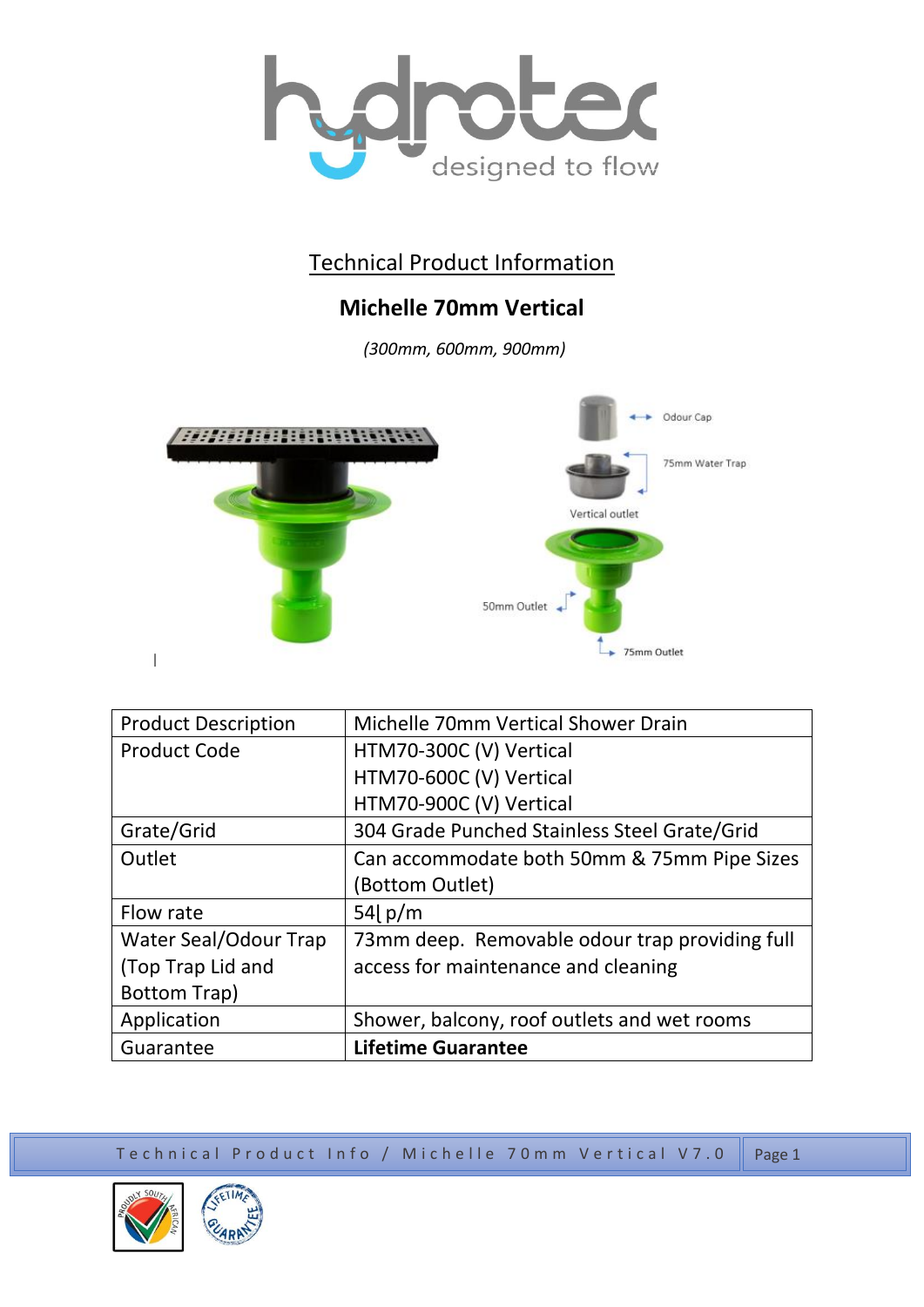## Technical Product Information

### Michelle 70mm Vertical

*(300mm, 600mm, 900mm)*

Odour Cap

75mm Water Trap

Vertical outlet

50mm Outlet

75mm Outlet

| Product Description | Michelle 70mm Vertical Shower Drain |
|---|---|
| Product Code | HTM70-300C (V) Vertical<br>HTM70-600C (V) Vertical<br>HTM70-900C (V) Vertical |
| Grate/Grid | 304 Grade Punched Stainless Steel Grate/Grid |
| Outlet | Can accommodate both 50mm & 75mm Pipe Sizes (Bottom Outlet) |
| Flow rate | 54ℓ p/m |
| Water Seal/Odour Trap (Top Trap Lid and Bottom Trap) | 73mm deep. Removable odour trap providing full access for maintenance and cleaning |
| Application | Shower, balcony, roof outlets and wet rooms |
| Guarantee | **Lifetime Guarantee** |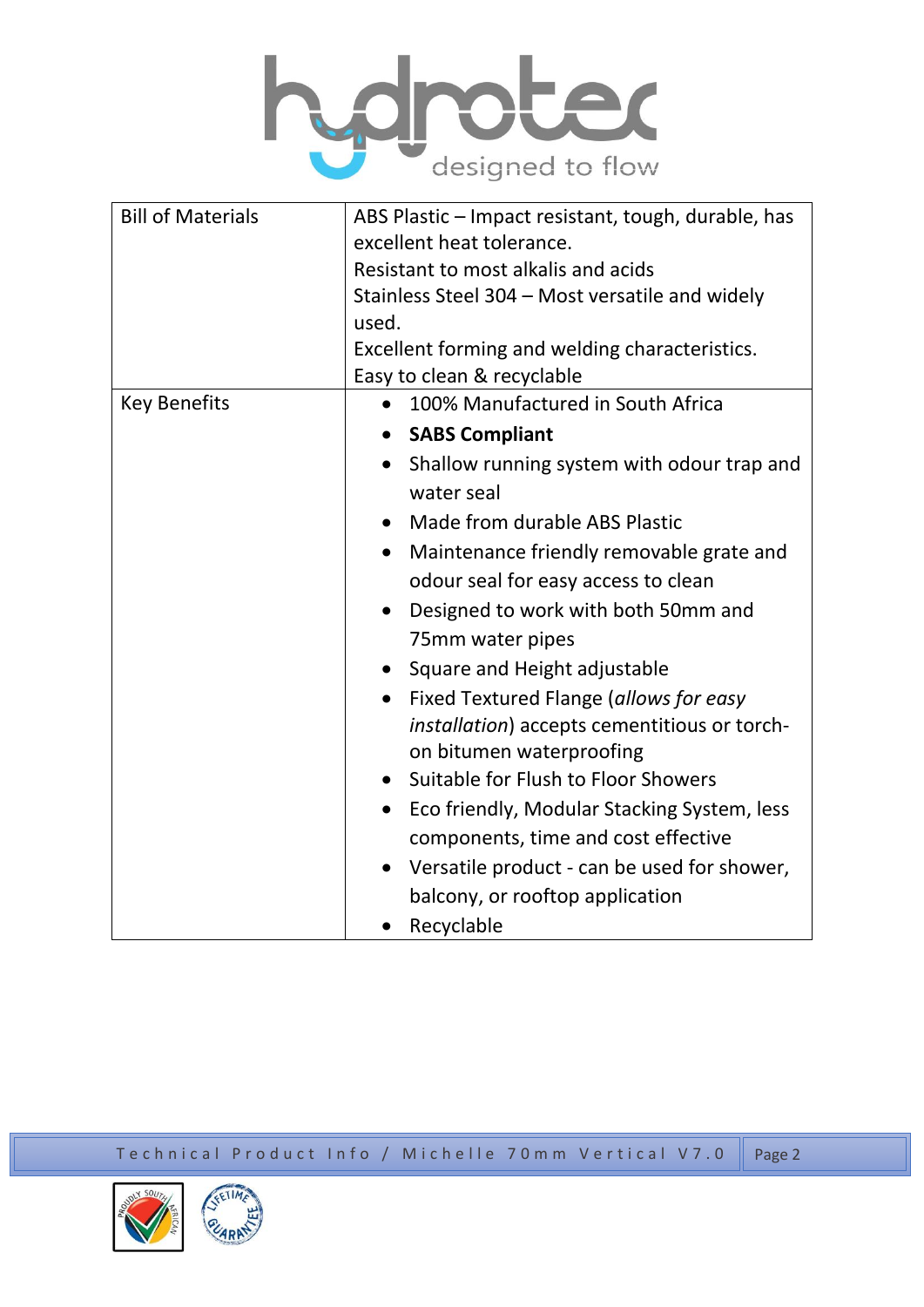| | |
|---|---|
| Bill of Materials | ABS Plastic – Impact resistant, tough, durable, has excellent heat tolerance.<br>Resistant to most alkalis and acids<br>Stainless Steel 304 – Most versatile and widely used.<br>Excellent forming and welding characteristics.<br>Easy to clean & recyclable |
| Key Benefits | • 100% Manufactured in South Africa<br>• **SABS Compliant**<br>• Shallow running system with odour trap and water seal<br>• Made from durable ABS Plastic<br>• Maintenance friendly removable grate and odour seal for easy access to clean<br>• Designed to work with both 50mm and 75mm water pipes<br>• Square and Height adjustable<br>• Fixed Textured Flange (*allows for easy installation*) accepts cementitious or torch-on bitumen waterproofing<br>• Suitable for Flush to Floor Showers<br>• Eco friendly, Modular Stacking System, less components, time and cost effective<br>• Versatile product - can be used for shower, balcony, or rooftop application<br>• Recyclable |